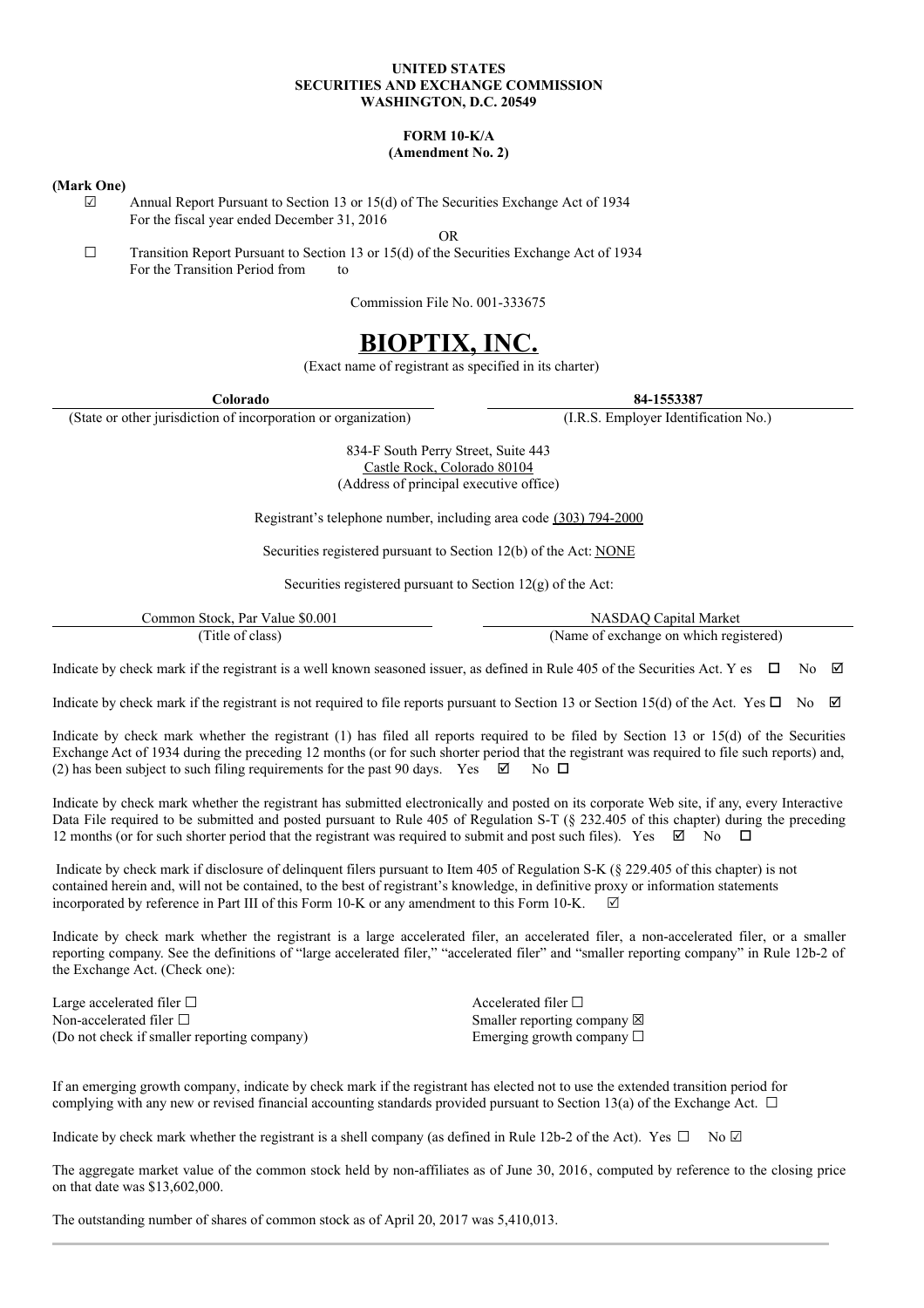**UNITED STATES**
**SECURITIES AND EXCHANGE COMMISSION**
**WASHINGTON, D.C. 20549**

**FORM 10-K/A**
**(Amendment No. 2)**

**(Mark One)**

☑ Annual Report Pursuant to Section 13 or 15(d) of The Securities Exchange Act of 1934
For the fiscal year ended December 31, 2016

OR

☐ Transition Report Pursuant to Section 13 or 15(d) of the Securities Exchange Act of 1934
For the Transition Period from to

Commission File No. 001-333675

# BIOPTIX, INC.

(Exact name of registrant as specified in its charter)

| **Colorado** | **84-1553387** |
|---|---|
| (State or other jurisdiction of incorporation or organization) | (I.R.S. Employer Identification No.) |

834-F South Perry Street, Suite 443
Castle Rock, Colorado 80104
(Address of principal executive office)

Registrant's telephone number, including area code (303) 794-2000

Securities registered pursuant to Section 12(b) of the Act: NONE

Securities registered pursuant to Section 12(g) of the Act:

| Common Stock, Par Value $0.001 | NASDAQ Capital Market |
|---|---|
| (Title of class) | (Name of exchange on which registered) |

Indicate by check mark if the registrant is a well known seasoned issuer, as defined in Rule 405 of the Securities Act. Y es ☐ No ☑

Indicate by check mark if the registrant is not required to file reports pursuant to Section 13 or Section 15(d) of the Act. Yes ☐ No ☑

Indicate by check mark whether the registrant (1) has filed all reports required to be filed by Section 13 or 15(d) of the Securities Exchange Act of 1934 during the preceding 12 months (or for such shorter period that the registrant was required to file such reports) and, (2) has been subject to such filing requirements for the past 90 days. Yes ☑ No ☐

Indicate by check mark whether the registrant has submitted electronically and posted on its corporate Web site, if any, every Interactive Data File required to be submitted and posted pursuant to Rule 405 of Regulation S-T (§ 232.405 of this chapter) during the preceding 12 months (or for such shorter period that the registrant was required to submit and post such files). Yes ☑ No ☐

Indicate by check mark if disclosure of delinquent filers pursuant to Item 405 of Regulation S-K (§ 229.405 of this chapter) is not contained herein and, will not be contained, to the best of registrant's knowledge, in definitive proxy or information statements incorporated by reference in Part III of this Form 10-K or any amendment to this Form 10-K. ☑

Indicate by check mark whether the registrant is a large accelerated filer, an accelerated filer, a non-accelerated filer, or a smaller reporting company. See the definitions of "large accelerated filer," "accelerated filer" and "smaller reporting company" in Rule 12b-2 of the Exchange Act. (Check one):

| | |
|---|---|
| Large accelerated filer ☐ | Accelerated filer ☐ |
| Non-accelerated filer ☐ | Smaller reporting company ☒ |
| (Do not check if smaller reporting company) | Emerging growth company ☐ |

If an emerging growth company, indicate by check mark if the registrant has elected not to use the extended transition period for complying with any new or revised financial accounting standards provided pursuant to Section 13(a) of the Exchange Act. ☐

Indicate by check mark whether the registrant is a shell company (as defined in Rule 12b-2 of the Act). Yes ☐ No ☑

The aggregate market value of the common stock held by non-affiliates as of June 30, 2016, computed by reference to the closing price on that date was $13,602,000.

The outstanding number of shares of common stock as of April 20, 2017 was 5,410,013.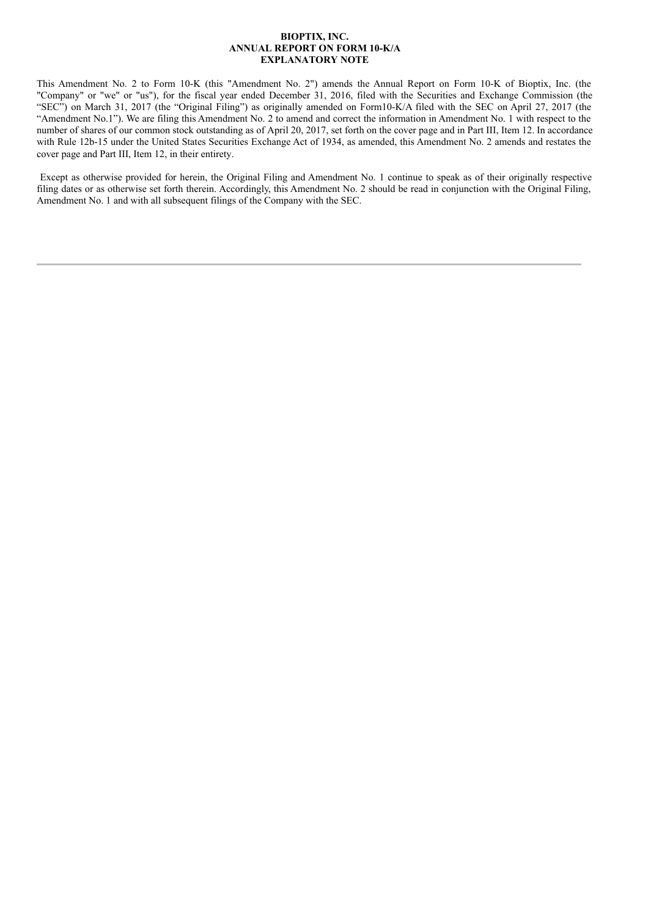**BIOPTIX, INC.**
**ANNUAL REPORT ON FORM 10-K/A**
**EXPLANATORY NOTE**

This Amendment No. 2 to Form 10-K (this "Amendment No. 2") amends the Annual Report on Form 10-K of Bioptix, Inc. (the "Company" or "we" or "us"), for the fiscal year ended December 31, 2016, filed with the Securities and Exchange Commission (the "SEC") on March 31, 2017 (the "Original Filing") as originally amended on Form10-K/A filed with the SEC on April 27, 2017 (the "Amendment No.1"). We are filing this Amendment No. 2 to amend and correct the information in Amendment No. 1 with respect to the number of shares of our common stock outstanding as of April 20, 2017, set forth on the cover page and in Part III, Item 12. In accordance with Rule 12b-15 under the United States Securities Exchange Act of 1934, as amended, this Amendment No. 2 amends and restates the cover page and Part III, Item 12, in their entirety.

Except as otherwise provided for herein, the Original Filing and Amendment No. 1 continue to speak as of their originally respective filing dates or as otherwise set forth therein. Accordingly, this Amendment No. 2 should be read in conjunction with the Original Filing, Amendment No. 1 and with all subsequent filings of the Company with the SEC.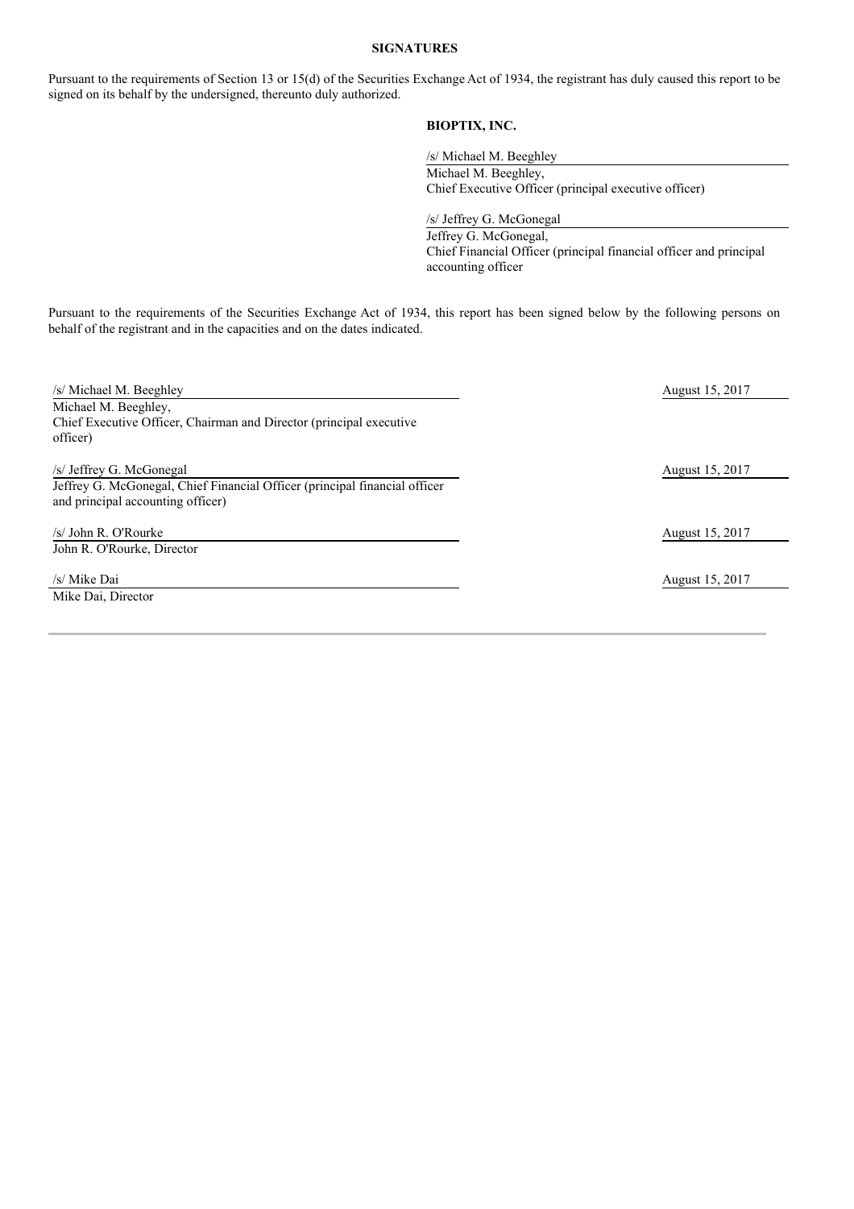**SIGNATURES**

Pursuant to the requirements of Section 13 or 15(d) of the Securities Exchange Act of 1934, the registrant has duly caused this report to be signed on its behalf by the undersigned, thereunto duly authorized.

**BIOPTIX, INC.**

/s/ Michael M. Beeghley
Michael M. Beeghley,
Chief Executive Officer (principal executive officer)

/s/ Jeffrey G. McGonegal
Jeffrey G. McGonegal,
Chief Financial Officer (principal financial officer and principal accounting officer

Pursuant to the requirements of the Securities Exchange Act of 1934, this report has been signed below by the following persons on behalf of the registrant and in the capacities and on the dates indicated.

| | |
|---|---|
| /s/ Michael M. Beeghley<br>Michael M. Beeghley,<br>Chief Executive Officer, Chairman and Director (principal executive officer) | August 15, 2017 |
| /s/ Jeffrey G. McGonegal<br>Jeffrey G. McGonegal, Chief Financial Officer (principal financial officer and principal accounting officer) | August 15, 2017 |
| /s/ John R. O'Rourke<br>John R. O'Rourke, Director | August 15, 2017 |
| /s/ Mike Dai<br>Mike Dai, Director | August 15, 2017 |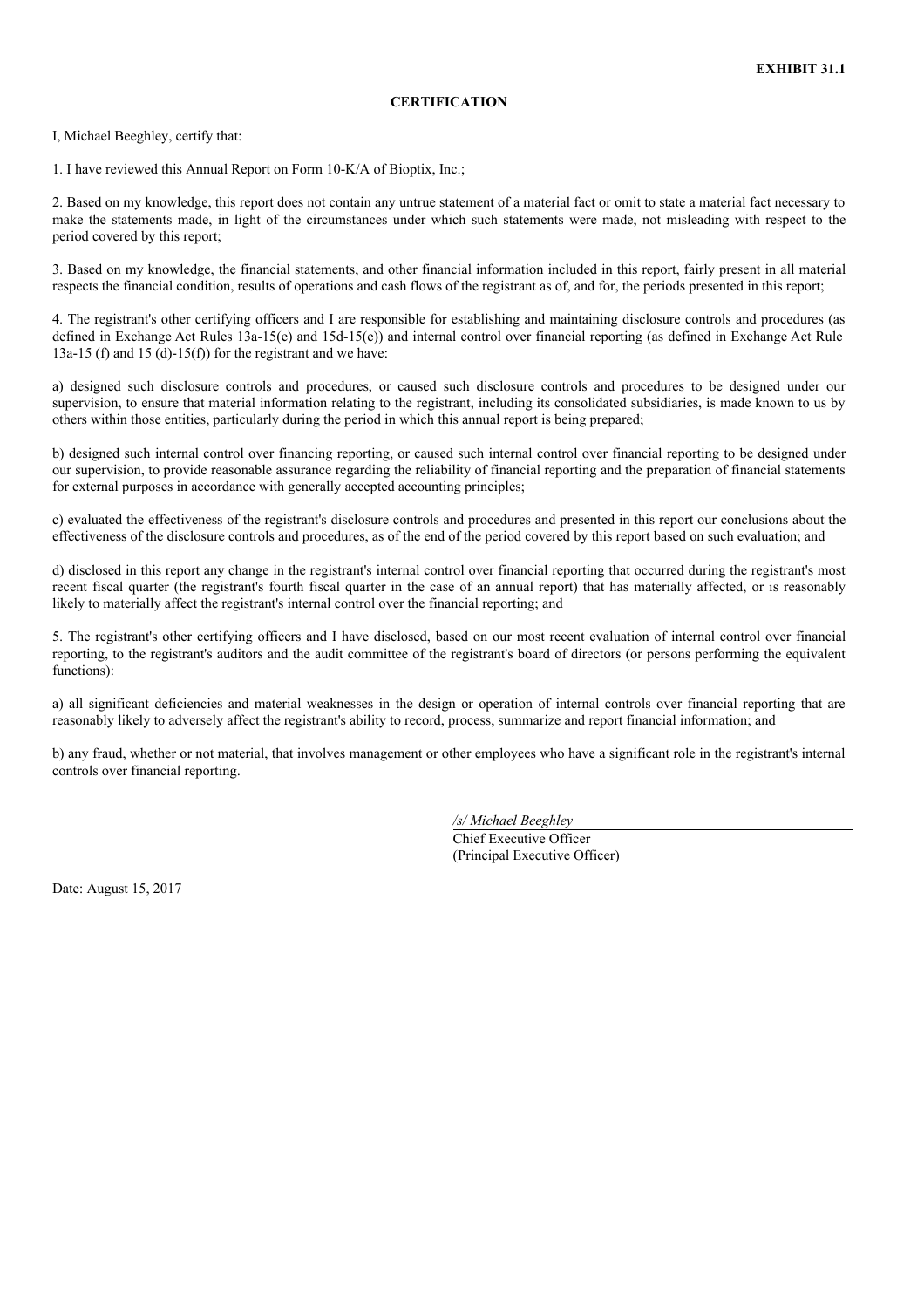**EXHIBIT 31.1**

**CERTIFICATION**

I, Michael Beeghley, certify that:

1. I have reviewed this Annual Report on Form 10-K/A of Bioptix, Inc.;

2. Based on my knowledge, this report does not contain any untrue statement of a material fact or omit to state a material fact necessary to make the statements made, in light of the circumstances under which such statements were made, not misleading with respect to the period covered by this report;

3. Based on my knowledge, the financial statements, and other financial information included in this report, fairly present in all material respects the financial condition, results of operations and cash flows of the registrant as of, and for, the periods presented in this report;

4. The registrant's other certifying officers and I are responsible for establishing and maintaining disclosure controls and procedures (as defined in Exchange Act Rules 13a-15(e) and 15d-15(e)) and internal control over financial reporting (as defined in Exchange Act Rule 13a-15 (f) and 15 (d)-15(f)) for the registrant and we have:

a) designed such disclosure controls and procedures, or caused such disclosure controls and procedures to be designed under our supervision, to ensure that material information relating to the registrant, including its consolidated subsidiaries, is made known to us by others within those entities, particularly during the period in which this annual report is being prepared;

b) designed such internal control over financing reporting, or caused such internal control over financial reporting to be designed under our supervision, to provide reasonable assurance regarding the reliability of financial reporting and the preparation of financial statements for external purposes in accordance with generally accepted accounting principles;

c) evaluated the effectiveness of the registrant's disclosure controls and procedures and presented in this report our conclusions about the effectiveness of the disclosure controls and procedures, as of the end of the period covered by this report based on such evaluation; and

d) disclosed in this report any change in the registrant's internal control over financial reporting that occurred during the registrant's most recent fiscal quarter (the registrant's fourth fiscal quarter in the case of an annual report) that has materially affected, or is reasonably likely to materially affect the registrant's internal control over the financial reporting; and

5. The registrant's other certifying officers and I have disclosed, based on our most recent evaluation of internal control over financial reporting, to the registrant's auditors and the audit committee of the registrant's board of directors (or persons performing the equivalent functions):

a) all significant deficiencies and material weaknesses in the design or operation of internal controls over financial reporting that are reasonably likely to adversely affect the registrant's ability to record, process, summarize and report financial information; and

b) any fraud, whether or not material, that involves management or other employees who have a significant role in the registrant's internal controls over financial reporting.

*/s/ Michael Beeghley*
Chief Executive Officer
(Principal Executive Officer)

Date: August 15, 2017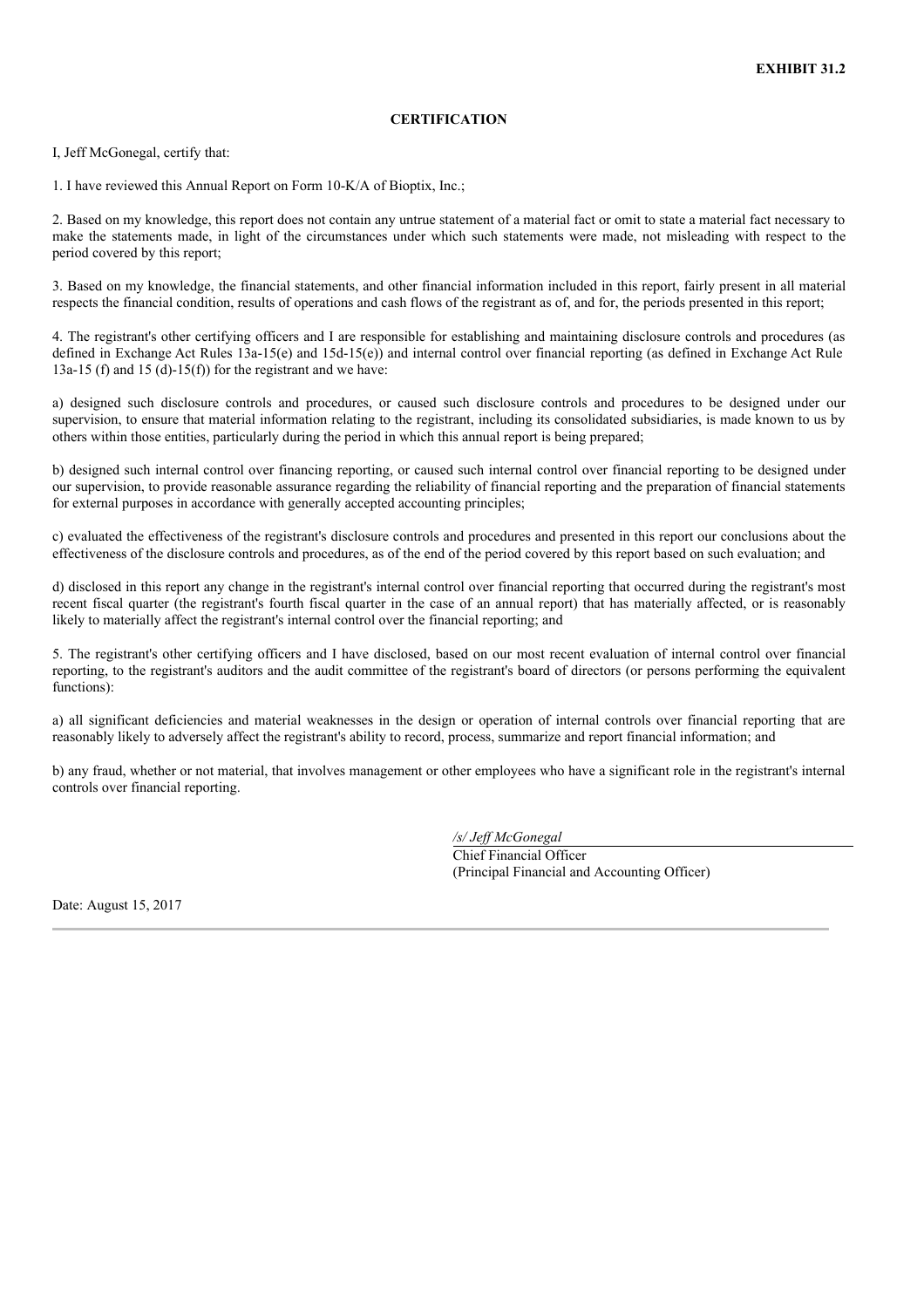**EXHIBIT 31.2**

**CERTIFICATION**

I, Jeff McGonegal, certify that:

1. I have reviewed this Annual Report on Form 10-K/A of Bioptix, Inc.;

2. Based on my knowledge, this report does not contain any untrue statement of a material fact or omit to state a material fact necessary to make the statements made, in light of the circumstances under which such statements were made, not misleading with respect to the period covered by this report;

3. Based on my knowledge, the financial statements, and other financial information included in this report, fairly present in all material respects the financial condition, results of operations and cash flows of the registrant as of, and for, the periods presented in this report;

4. The registrant's other certifying officers and I are responsible for establishing and maintaining disclosure controls and procedures (as defined in Exchange Act Rules 13a-15(e) and 15d-15(e)) and internal control over financial reporting (as defined in Exchange Act Rule 13a-15 (f) and 15 (d)-15(f)) for the registrant and we have:

a) designed such disclosure controls and procedures, or caused such disclosure controls and procedures to be designed under our supervision, to ensure that material information relating to the registrant, including its consolidated subsidiaries, is made known to us by others within those entities, particularly during the period in which this annual report is being prepared;

b) designed such internal control over financing reporting, or caused such internal control over financial reporting to be designed under our supervision, to provide reasonable assurance regarding the reliability of financial reporting and the preparation of financial statements for external purposes in accordance with generally accepted accounting principles;

c) evaluated the effectiveness of the registrant's disclosure controls and procedures and presented in this report our conclusions about the effectiveness of the disclosure controls and procedures, as of the end of the period covered by this report based on such evaluation; and

d) disclosed in this report any change in the registrant's internal control over financial reporting that occurred during the registrant's most recent fiscal quarter (the registrant's fourth fiscal quarter in the case of an annual report) that has materially affected, or is reasonably likely to materially affect the registrant's internal control over the financial reporting; and

5. The registrant's other certifying officers and I have disclosed, based on our most recent evaluation of internal control over financial reporting, to the registrant's auditors and the audit committee of the registrant's board of directors (or persons performing the equivalent functions):

a) all significant deficiencies and material weaknesses in the design or operation of internal controls over financial reporting that are reasonably likely to adversely affect the registrant's ability to record, process, summarize and report financial information; and

b) any fraud, whether or not material, that involves management or other employees who have a significant role in the registrant's internal controls over financial reporting.

*/s/ Jeff McGonegal*
Chief Financial Officer
(Principal Financial and Accounting Officer)

Date: August 15, 2017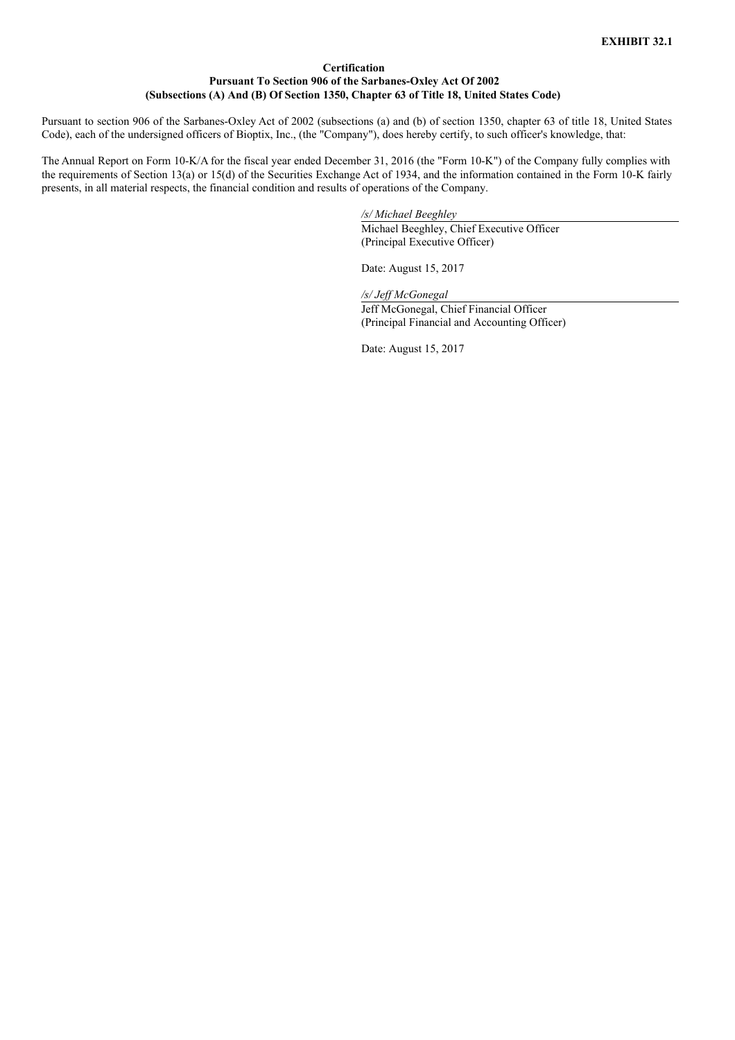**EXHIBIT 32.1**

**Certification**
**Pursuant To Section 906 of the Sarbanes-Oxley Act Of 2002**
**(Subsections (A) And (B) Of Section 1350, Chapter 63 of Title 18, United States Code)**

Pursuant to section 906 of the Sarbanes-Oxley Act of 2002 (subsections (a) and (b) of section 1350, chapter 63 of title 18, United States Code), each of the undersigned officers of Bioptix, Inc., (the "Company"), does hereby certify, to such officer's knowledge, that:

The Annual Report on Form 10-K/A for the fiscal year ended December 31, 2016 (the "Form 10-K") of the Company fully complies with the requirements of Section 13(a) or 15(d) of the Securities Exchange Act of 1934, and the information contained in the Form 10-K fairly presents, in all material respects, the financial condition and results of operations of the Company.

*/s/ Michael Beeghley*
Michael Beeghley, Chief Executive Officer
(Principal Executive Officer)

Date: August 15, 2017

*/s/ Jeff McGonegal*
Jeff McGonegal, Chief Financial Officer
(Principal Financial and Accounting Officer)

Date: August 15, 2017